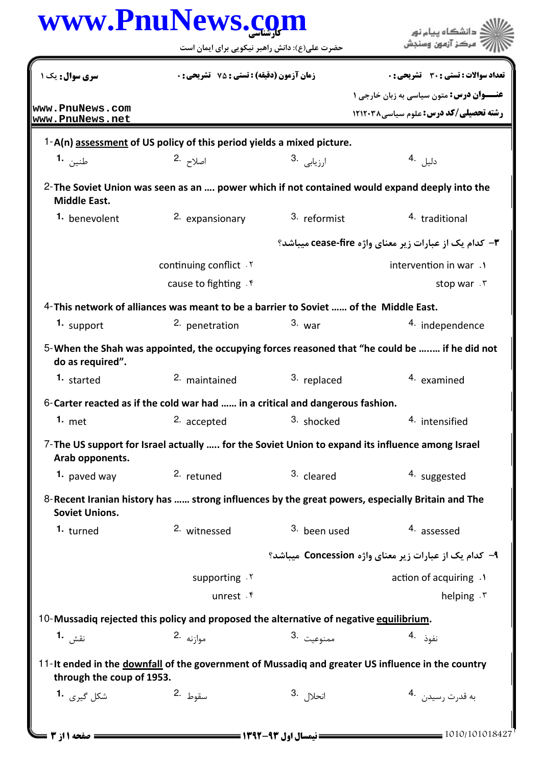www.PnuNews.com

کارشناسی

حضرت علی(ع): دانش راهبر نیکویی برای ایمان است

دانشگاه پیام نور
مرکز آزمون وسنجش

| | | |
|---|---|---|
| **سری سوال:** یک ۱ | **زمان آزمون (دقیقه) : تستی : ۷۵ تشریحی : ۰** | **تعداد سوالات : تستی : ۳۰ تشریحی : ۰** |
| www.PnuNews.com<br>www.PnuNews.net | | **عنـــوان درس:** متون سیاسی به زبان خارجی ۱ |
| | | **رشته تحصیلی/کد درس:** علوم سیاسی ۱۲۱۲۰۳۸ |

1-A(n) <u>assessment</u> of US policy of this period yields a mixed picture.

1. طنین
2. اصلاح
3. ارزیابی
4. دلیل

2-The Soviet Union was seen as an …. power which if not contained would expand deeply into the Middle East.

1. benevolent
2. expansionary
3. reformist
4. traditional

۳- کدام یک از عبارات زیر معنای واژه **cease-fire** میباشد؟

۱. intervention in war
۲. continuing conflict
۳. stop war
۴. cause to fighting

4-This network of alliances was meant to be a barrier to Soviet …… of the Middle East.

1. support
2. penetration
3. war
4. independence

5-When the Shah was appointed, the occupying forces reasoned that "he could be …….. if he did not do as required".

1. started
2. maintained
3. replaced
4. examined

6-Carter reacted as if the cold war had …… in a critical and dangerous fashion.

1. met
2. accepted
3. shocked
4. intensified

7-The US support for Israel actually ….. for the Soviet Union to expand its influence among Israel Arab opponents.

1. paved way
2. retuned
3. cleared
4. suggested

8-Recent Iranian history has …… strong influences by the great powers, especially Britain and The Soviet Unions.

1. turned
2. witnessed
3. been used
4. assessed

۹- کدام یک از عبارات زیر معنای واژه **Concession** میباشد؟

۱. action of acquiring
۲. supporting
۳. helping
۴. unrest

10-Mussadiq rejected this policy and proposed the alternative of negative <u>equilibrium</u>.

1. نقش
2. موازنه
3. ممنوعیت
4. نفوذ

11-It ended in the <u>downfall</u> of the government of Mussadiq and greater US influence in the country through the coup of 1953.

1. شکل گیری
2. سقوط
3. انحلال
4. به قدرت رسیدن

نیمسال اول ۹۳-۱۳۹۲

1010/101018427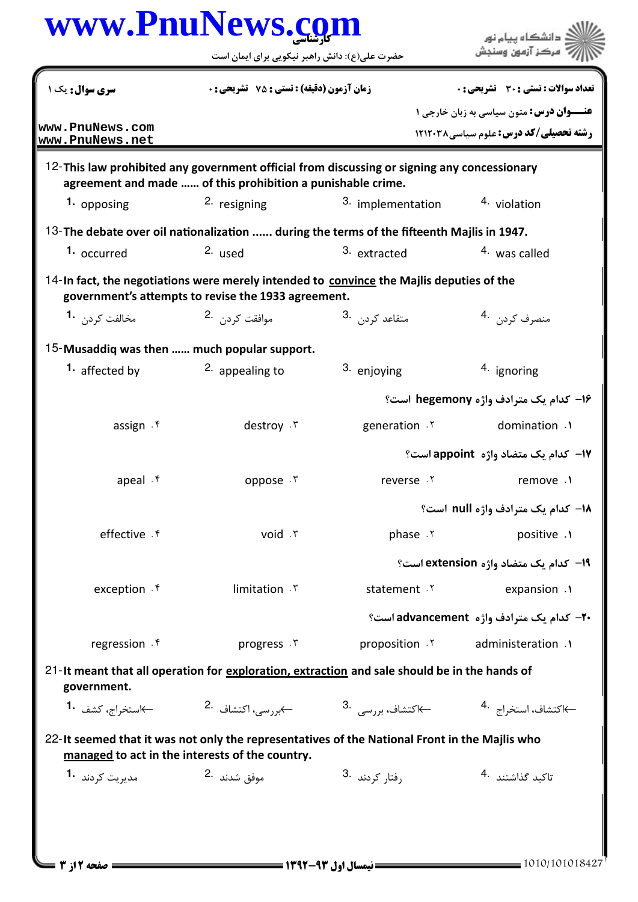12- This law prohibited any government official from discussing or signing any concessionary agreement and made ...... of this prohibition a punishable crime.

1. opposing
2. resigning
3. implementation
4. violation

13- The debate over oil nationalization ...... during the terms of the fifteenth Majlis in 1947.

1. occurred
2. used
3. extracted
4. was called

14- In fact, the negotiations were merely intended to convince the Majlis deputies of the government's attempts to revise the 1933 agreement.

1. مخالفت کردن
2. موافقت کردن
3. متقاعد کردن
4. منصرف کردن

15- Musaddiq was then ...... much popular support.

1. affected by
2. appealing to
3. enjoying
4. ignoring

۱۶- کدام یک مترادف واژه **hegemony** است؟

۱. domination
۲. generation
۳. destroy
۴. assign

۱۷- کدام یک متضاد واژه **appoint** است؟

۱. remove
۲. reverse
۳. oppose
۴. apeal

۱۸- کدام یک مترادف واژه **null** است؟

۱. positive
۲. phase
۳. void
۴. effective

۱۹- کدام یک متضاد واژه **extension** است؟

۱. expansion
۲. statement
۳. limitation
۴. exception

۲۰- کدام یک مترادف واژه **advancement** است؟

۱. administeration
۲. proposition
۳. progress
۴. regression

21- It meant that all operation for exploration, extraction and sale should be in the hands of government.

1. ←استخراج، کشف
2. ←بررسی، اکتشاف
3. ←اکتشاف، بررسی
4. ←اکتشاف، استخراج

22- It seemed that it was not only the representatives of the National Front in the Majlis who managed to act in the interests of the country.

1. مدیریت کردند
2. موفق شدند
3. رفتار کردند
4. تاکید گذاشتند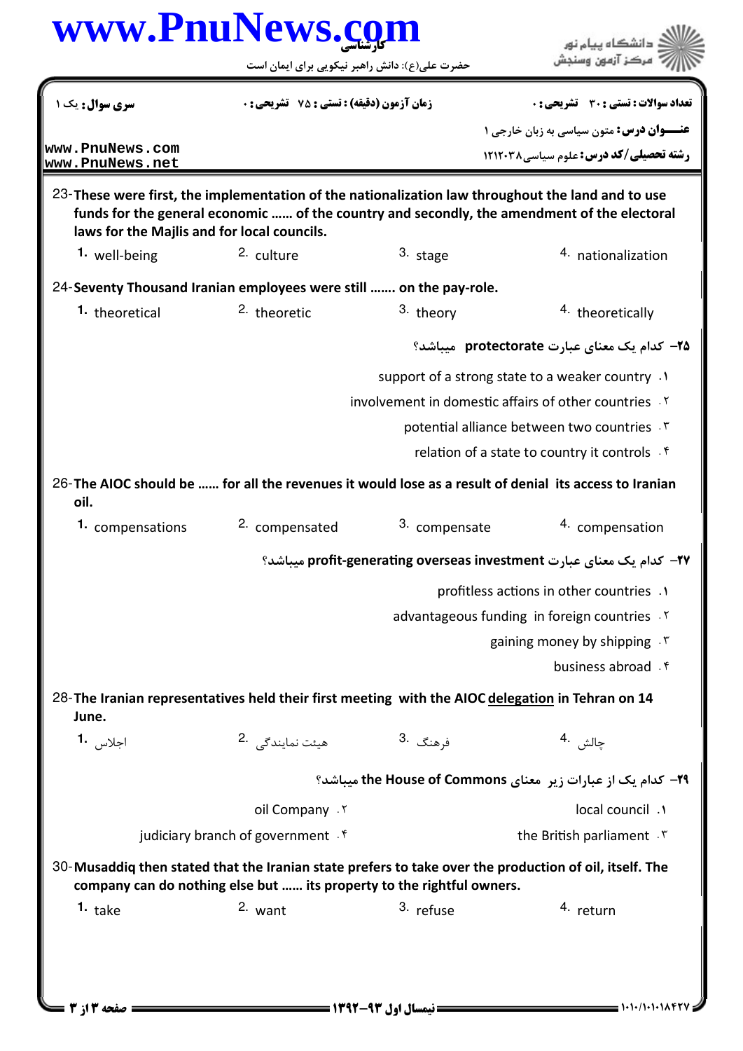23- **These were first, the implementation of the nationalization law throughout the land and to use funds for the general economic ...... of the country and secondly, the amendment of the electoral laws for the Majlis and for local councils.**

1. well-being
2. culture
3. stage
4. nationalization

24- **Seventy Thousand Iranian employees were still ....... on the pay-role.**

1. theoretical
2. theoretic
3. theory
4. theoretically

۲۵- کدام یک معنای عبارت **protectorate** میباشد؟

۱. support of a strong state to a weaker country
۲. involvement in domestic affairs of other countries
۳. potential alliance between two countries
۴. relation of a state to country it controls

26- **The AIOC should be ...... for all the revenues it would lose as a result of denial its access to Iranian oil.**

1. compensations
2. compensated
3. compensate
4. compensation

۲۷- کدام یک معنای عبارت **profit-generating overseas investment** میباشد؟

۱. profitless actions in other countries
۲. advantageous funding in foreign countries
۳. gaining money by shipping
۴. business abroad

28- **The Iranian representatives held their first meeting with the AIOC delegation in Tehran on 14 June.**

1. اجلاس
2. هیئت نمایندگی
3. فرهنگ
4. چالش

۲۹- کدام یک از عبارات زیر معنای **the House of Commons** میباشد؟

۱. local council
۲. oil Company
۳. the British parliament
۴. judiciary branch of government

30- **Musaddiq then stated that the Iranian state prefers to take over the production of oil, itself. The company can do nothing else but ...... its property to the rightful owners.**

1. take
2. want
3. refuse
4. return